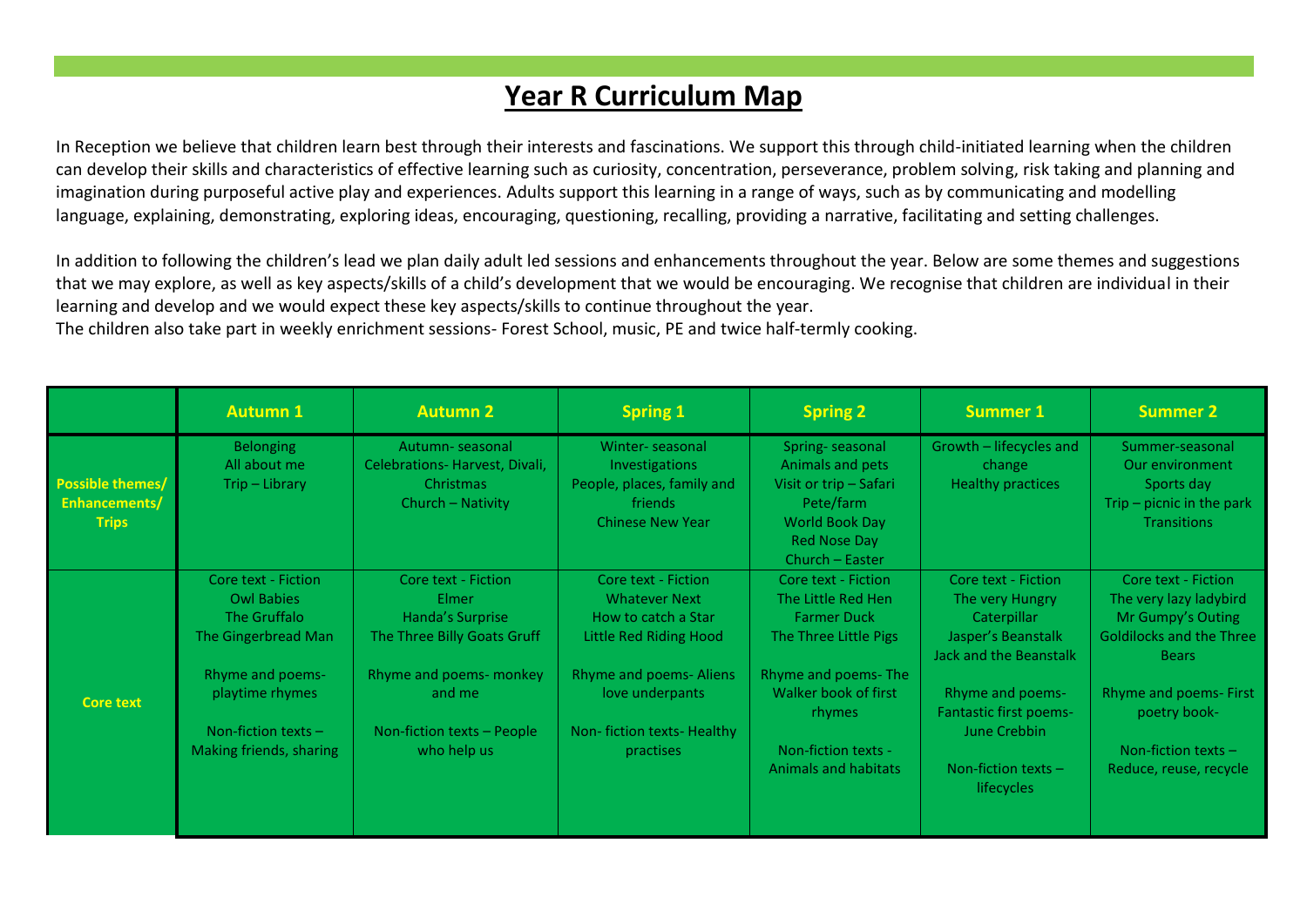# Year R Curriculum Map

In Reception we believe that children learn best through their interests and fascinations. We support this through child-initiated learning when the children can develop their skills and characteristics of effective learning such as curiosity, concentration, perseverance, problem solving, risk taking and planning and imagination during purposeful active play and experiences. Adults support this learning in a range of ways, such as by communicating and modelling language, explaining, demonstrating, exploring ideas, encouraging, questioning, recalling, providing a narrative, facilitating and setting challenges.

In addition to following the children's lead we plan daily adult led sessions and enhancements throughout the year. Below are some themes and suggestions that we may explore, as well as key aspects/skills of a child's development that we would be encouraging. We recognise that children are individual in their learning and develop and we would expect these key aspects/skills to continue throughout the year.
The children also take part in weekly enrichment sessions- Forest School, music, PE and twice half-termly cooking.

| | Autumn 1 | Autumn 2 | Spring 1 | Spring 2 | Summer 1 | Summer 2 |
|---|---|---|---|---|---|---|
| **Possible themes/ Enhancements/ Trips** | Belonging<br>All about me<br>Trip – Library | Autumn- seasonal<br>Celebrations- Harvest, Divali, Christmas<br>Church – Nativity | Winter- seasonal<br>Investigations<br>People, places, family and friends<br>Chinese New Year | Spring- seasonal<br>Animals and pets<br>Visit or trip – Safari Pete/farm<br>World Book Day<br>Red Nose Day<br>Church – Easter | Growth – lifecycles and change<br>Healthy practices | Summer-seasonal<br>Our environment<br>Sports day<br>Trip – picnic in the park<br>Transitions |
| **Core text** | Core text - Fiction<br>Owl Babies<br>The Gruffalo<br>The Gingerbread Man<br><br>Rhyme and poems- playtime rhymes<br><br>Non-fiction texts – Making friends, sharing | Core text - Fiction<br>Elmer<br>Handa's Surprise<br>The Three Billy Goats Gruff<br><br>Rhyme and poems- monkey and me<br><br>Non-fiction texts – People who help us | Core text - Fiction<br>Whatever Next<br>How to catch a Star<br>Little Red Riding Hood<br><br>Rhyme and poems- Aliens love underpants<br><br>Non- fiction texts- Healthy practises | Core text - Fiction<br>The Little Red Hen<br>Farmer Duck<br>The Three Little Pigs<br><br>Rhyme and poems- The Walker book of first rhymes<br><br>Non-fiction texts - Animals and habitats | Core text - Fiction<br>The very Hungry Caterpillar<br>Jasper's Beanstalk<br>Jack and the Beanstalk<br><br>Rhyme and poems- Fantastic first poems- June Crebbin<br><br>Non-fiction texts – lifecycles | Core text - Fiction<br>The very lazy ladybird<br>Mr Gumpy's Outing<br>Goldilocks and the Three Bears<br><br>Rhyme and poems- First poetry book-<br><br>Non-fiction texts – Reduce, reuse, recycle |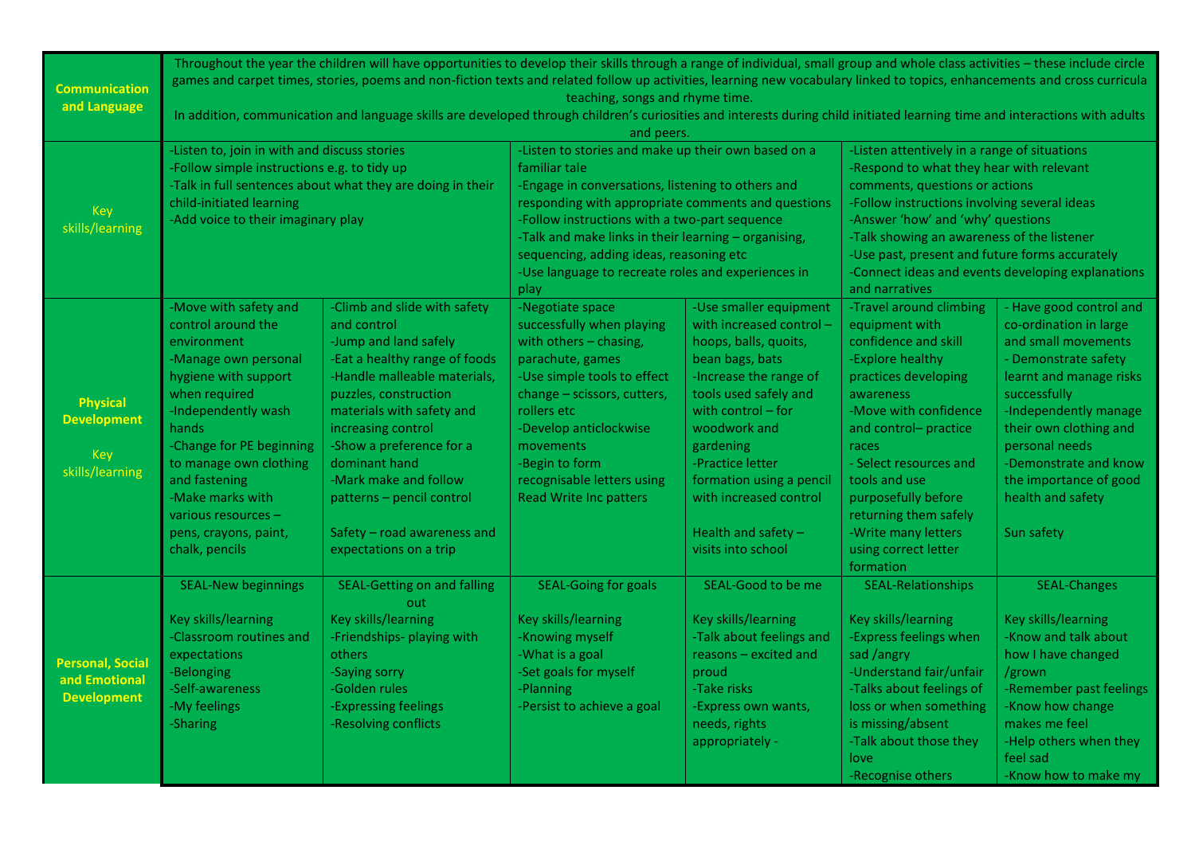| | | | | | | |
|---|---|---|---|---|---|---|
| **Communication and Language** | Throughout the year the children will have opportunities to develop their skills through a range of individual, small group and whole class activities – these include circle games and carpet times, stories, poems and non-fiction texts and related follow up activities, learning new vocabulary linked to topics, enhancements and cross curricula teaching, songs and rhyme time.<br>In addition, communication and language skills are developed through children's curiosities and interests during child initiated learning time and interactions with adults and peers. | | | | | |
| Key skills/learning | -Listen to, join in with and discuss stories<br>-Follow simple instructions e.g. to tidy up<br>-Talk in full sentences about what they are doing in their child-initiated learning<br>-Add voice to their imaginary play | | -Listen to stories and make up their own based on a familiar tale<br>-Engage in conversations, listening to others and responding with appropriate comments and questions<br>-Follow instructions with a two-part sequence<br>-Talk and make links in their learning – organising, sequencing, adding ideas, reasoning etc<br>-Use language to recreate roles and experiences in play | | -Listen attentively in a range of situations<br>-Respond to what they hear with relevant comments, questions or actions<br>-Follow instructions involving several ideas<br>-Answer 'how' and 'why' questions<br>-Talk showing an awareness of the listener<br>-Use past, present and future forms accurately<br>-Connect ideas and events developing explanations and narratives | |
| **Physical Development**<br><br>Key skills/learning | -Move with safety and control around the environment<br>-Manage own personal hygiene with support when required<br>-Independently wash hands<br>-Change for PE beginning to manage own clothing and fastening<br>-Make marks with various resources – pens, crayons, paint, chalk, pencils | -Climb and slide with safety and control<br>-Jump and land safely<br>-Eat a healthy range of foods<br>-Handle malleable materials, puzzles, construction materials with safety and increasing control<br>-Show a preference for a dominant hand<br>-Mark make and follow patterns – pencil control<br><br>Safety – road awareness and expectations on a trip | -Negotiate space successfully when playing with others – chasing, parachute, games<br>-Use simple tools to effect change – scissors, cutters, rollers etc<br>-Develop anticlockwise movements<br>-Begin to form recognisable letters using Read Write Inc patters | -Use smaller equipment with increased control – hoops, balls, quoits, bean bags, bats<br>-Increase the range of tools used safely and with control – for woodwork and gardening<br>-Practice letter formation using a pencil with increased control<br><br>Health and safety – visits into school | -Travel around climbing equipment with confidence and skill<br>-Explore healthy practices developing awareness<br>-Move with confidence and control– practice races<br>- Select resources and tools and use purposefully before returning them safely<br>-Write many letters using correct letter formation | - Have good control and co-ordination in large and small movements<br>- Demonstrate safety learnt and manage risks successfully<br>-Independently manage their own clothing and personal needs<br>-Demonstrate and know the importance of good health and safety<br><br>Sun safety |
| **Personal, Social and Emotional Development** | SEAL-New beginnings<br><br>Key skills/learning<br>-Classroom routines and expectations<br>-Belonging<br>-Self-awareness<br>-My feelings<br>-Sharing | SEAL-Getting on and falling out<br><br>Key skills/learning<br>-Friendships- playing with others<br>-Saying sorry<br>-Golden rules<br>-Expressing feelings<br>-Resolving conflicts | SEAL-Going for goals<br><br>Key skills/learning<br>-Knowing myself<br>-What is a goal<br>-Set goals for myself<br>-Planning<br>-Persist to achieve a goal | SEAL-Good to be me<br><br>Key skills/learning<br>-Talk about feelings and reasons – excited and proud<br>-Take risks<br>-Express own wants, needs, rights appropriately - | SEAL-Relationships<br><br>Key skills/learning<br>-Express feelings when sad /angry<br>-Understand fair/unfair<br>-Talks about feelings of loss or when something is missing/absent<br>-Talk about those they love<br>-Recognise others | SEAL-Changes<br><br>Key skills/learning<br>-Know and talk about how I have changed /grown<br>-Remember past feelings<br>-Know how change makes me feel<br>-Help others when they feel sad<br>-Know how to make my |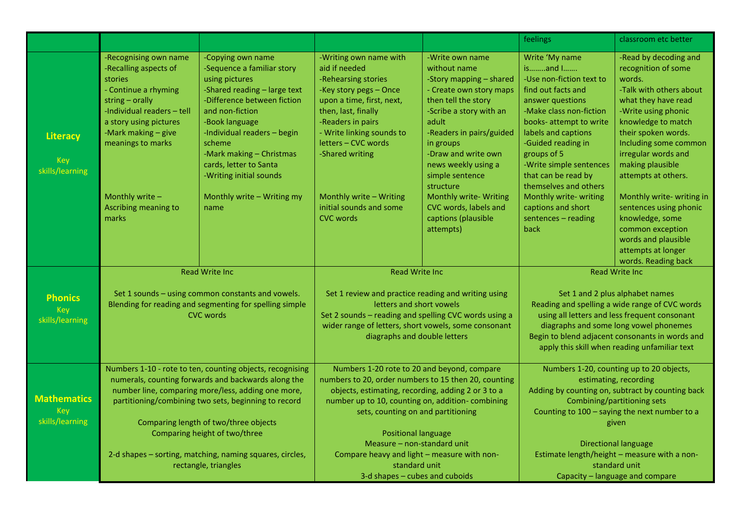| | | | | | | |
|---|---|---|---|---|---|---|
| | | | | | feelings | classroom etc better |
| **Literacy** Key skills/learning | -Recognising own name<br>-Recalling aspects of stories<br>- Continue a rhyming string – orally<br>-Individual readers – tell a story using pictures<br>-Mark making – give meanings to marks<br><br>Monthly write – Ascribing meaning to marks | -Copying own name<br>-Sequence a familiar story using pictures<br>-Shared reading – large text<br>-Difference between fiction and non-fiction<br>-Book language<br>-Individual readers – begin scheme<br>-Mark making – Christmas cards, letter to Santa<br>-Writing initial sounds<br><br>Monthly write – Writing my name | -Writing own name with aid if needed<br>-Rehearsing stories<br>-Key story pegs – Once upon a time, first, next, then, last, finally<br>-Readers in pairs<br>- Write linking sounds to letters – CVC words<br>-Shared writing<br><br>Monthly write – Writing initial sounds and some CVC words | -Write own name without name<br>-Story mapping – shared<br>- Create own story maps then tell the story<br>-Scribe a story with an adult<br>-Readers in pairs/guided in groups<br>-Draw and write own news weekly using a simple sentence structure<br>Monthly write- Writing CVC words, labels and captions (plausible attempts) | Write 'My name is……..and I…….<br>-Use non-fiction text to find out facts and answer questions<br>-Make class non-fiction books- attempt to write labels and captions<br>-Guided reading in groups of 5<br>-Write simple sentences that can be read by themselves and others<br>Monthly write- writing captions and short sentences – reading back | -Read by decoding and recognition of some words.<br>-Talk with others about what they have read<br>-Write using phonic knowledge to match their spoken words. Including some common irregular words and making plausible attempts at others.<br><br>Monthly write- writing in sentences using phonic knowledge, some common exception words and plausible attempts at longer words. Reading back |
| **Phonics** Key skills/learning | Read Write Inc<br><br>Set 1 sounds – using common constants and vowels. Blending for reading and segmenting for spelling simple CVC words | | Read Write Inc<br><br>Set 1 review and practice reading and writing using letters and short vowels<br>Set 2 sounds – reading and spelling CVC words using a wider range of letters, short vowels, some consonant diagraphs and double letters | | Read Write Inc<br><br>Set 1 and 2 plus alphabet names<br>Reading and spelling a wide range of CVC words using all letters and less frequent consonant diagraphs and some long vowel phonemes<br>Begin to blend adjacent consonants in words and apply this skill when reading unfamiliar text | |
| **Mathematics** Key skills/learning | Numbers 1-10 - rote to ten, counting objects, recognising numerals, counting forwards and backwards along the number line, comparing more/less, adding one more, partitioning/combining two sets, beginning to record<br><br>Comparing length of two/three objects<br>Comparing height of two/three<br><br>2-d shapes – sorting, matching, naming squares, circles, rectangle, triangles | | Numbers 1-20 rote to 20 and beyond, compare numbers to 20, order numbers to 15 then 20, counting objects, estimating, recording, adding 2 or 3 to a number up to 10, counting on, addition- combining sets, counting on and partitioning<br><br>Positional language<br>Measure – non-standard unit<br>Compare heavy and light – measure with non-standard unit<br>3-d shapes – cubes and cuboids | | Numbers 1-20, counting up to 20 objects, estimating, recording<br>Adding by counting on, subtract by counting back<br>Combining/partitioning sets<br>Counting to 100 – saying the next number to a given<br><br>Directional language<br>Estimate length/height – measure with a non-standard unit<br>Capacity – language and compare | |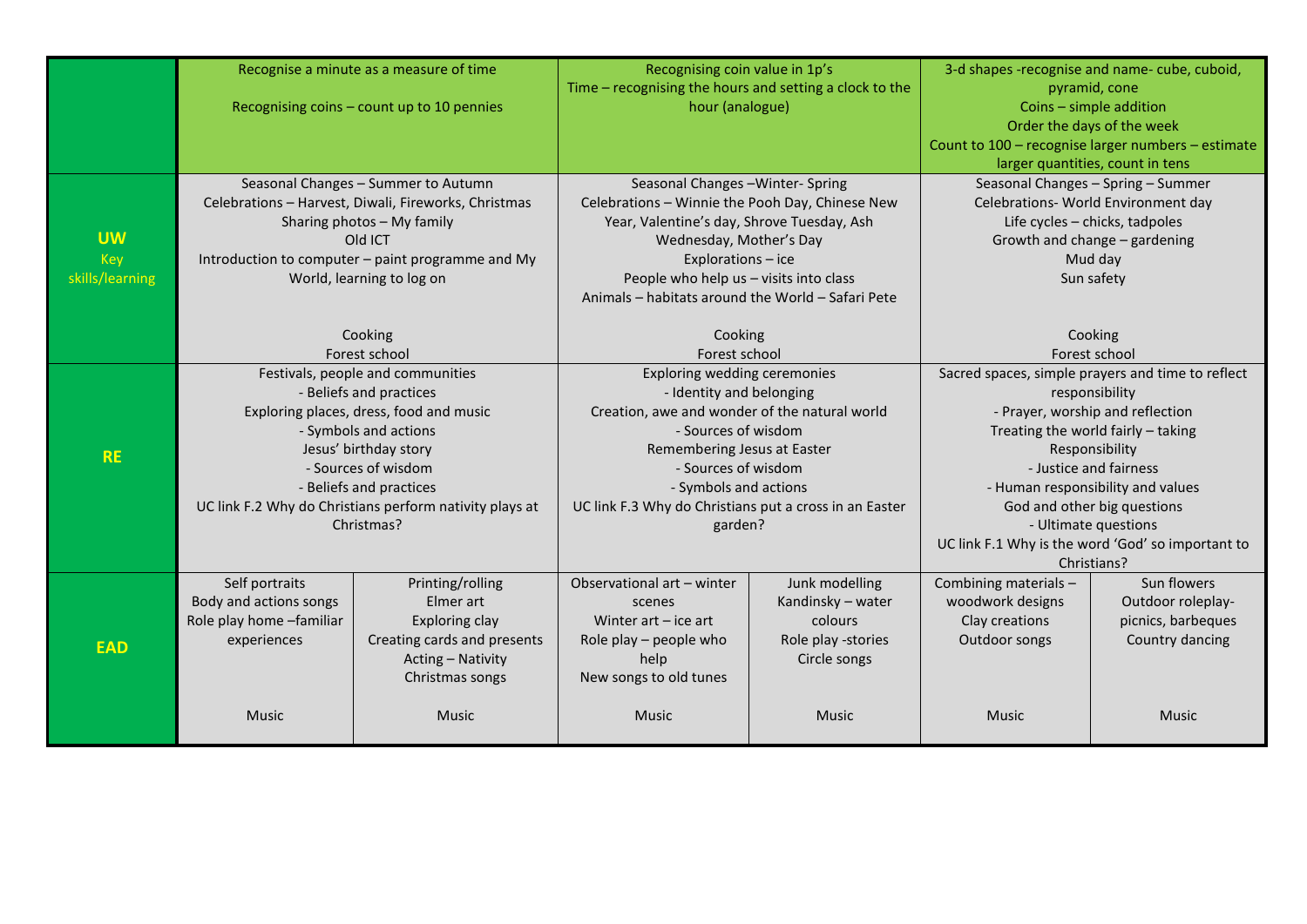| | | | | | | |
|---|---|---|---|---|---|---|
| | Recognise a minute as a measure of time<br><br>Recognising coins – count up to 10 pennies | | Recognising coin value in 1p's<br>Time – recognising the hours and setting a clock to the hour (analogue) | | 3-d shapes -recognise and name- cube, cuboid, pyramid, cone<br>Coins – simple addition<br>Order the days of the week<br>Count to 100 – recognise larger numbers – estimate larger quantities, count in tens | |
| **UW**<br>Key skills/learning | Seasonal Changes – Summer to Autumn<br>Celebrations – Harvest, Diwali, Fireworks, Christmas<br>Sharing photos – My family<br>Old ICT<br>Introduction to computer – paint programme and My World, learning to log on<br><br>Cooking<br>Forest school | | Seasonal Changes –Winter- Spring<br>Celebrations – Winnie the Pooh Day, Chinese New Year, Valentine's day, Shrove Tuesday, Ash Wednesday, Mother's Day<br>Explorations – ice<br>People who help us – visits into class<br>Animals – habitats around the World – Safari Pete<br><br>Cooking<br>Forest school | | Seasonal Changes – Spring – Summer<br>Celebrations- World Environment day<br>Life cycles – chicks, tadpoles<br>Growth and change – gardening<br>Mud day<br>Sun safety<br><br>Cooking<br>Forest school | |
| **RE** | Festivals, people and communities<br>- Beliefs and practices<br>Exploring places, dress, food and music<br>- Symbols and actions<br>Jesus' birthday story<br>- Sources of wisdom<br>- Beliefs and practices<br>UC link F.2 Why do Christians perform nativity plays at Christmas? | | Exploring wedding ceremonies<br>- Identity and belonging<br>Creation, awe and wonder of the natural world<br>- Sources of wisdom<br>Remembering Jesus at Easter<br>- Symbols and actions<br>UC link F.3 Why do Christians put a cross in an Easter garden? | | Sacred spaces, simple prayers and time to reflect responsibility<br>- Prayer, worship and reflection<br>Treating the world fairly – taking Responsibility<br>- Justice and fairness<br>- Human responsibility and values<br>God and other big questions<br>- Ultimate questions<br>UC link F.1 Why is the word 'God' so important to Christians? | |
| **EAD** | Self portraits<br>Body and actions songs<br>Role play home –familiar experiences<br><br>Music | Printing/rolling<br>Elmer art<br>Exploring clay<br>Creating cards and presents<br>Acting – Nativity<br>Christmas songs<br><br>Music | Observational art – winter scenes<br>Winter art – ice art<br>Role play – people who help<br>New songs to old tunes<br><br>Music | Junk modelling<br>Kandinsky – water colours<br>Role play -stories<br>Circle songs<br><br>Music | Combining materials – woodwork designs<br>Clay creations<br>Outdoor songs<br><br>Music | Sun flowers<br>Outdoor roleplay- picnics, barbeques<br>Country dancing<br><br>Music |